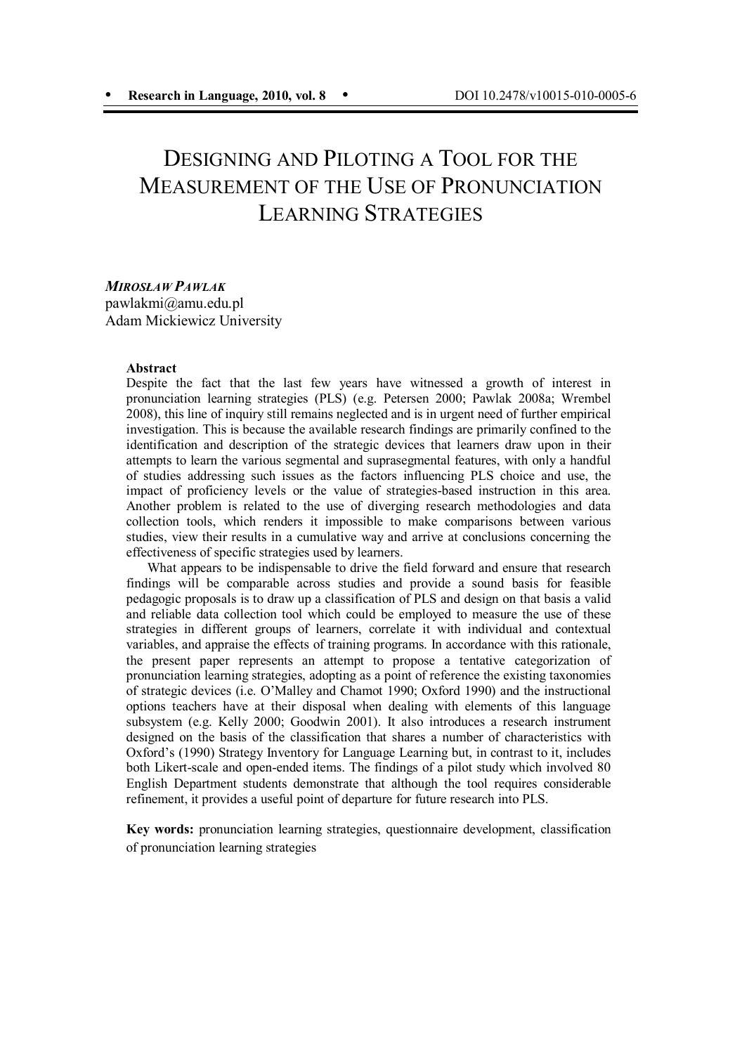# DESIGNING AND PILOTING A TOOL FOR THE MEASUREMENT OF THE USE OF PRONUNCIATION LEARNING STRATEGIES

***MIROSŁAW PAWLAK***
pawlakmi@amu.edu.pl
Adam Mickiewicz University

**Abstract**

Despite the fact that the last few years have witnessed a growth of interest in pronunciation learning strategies (PLS) (e.g. Petersen 2000; Pawlak 2008a; Wrembel 2008), this line of inquiry still remains neglected and is in urgent need of further empirical investigation. This is because the available research findings are primarily confined to the identification and description of the strategic devices that learners draw upon in their attempts to learn the various segmental and suprasegmental features, with only a handful of studies addressing such issues as the factors influencing PLS choice and use, the impact of proficiency levels or the value of strategies-based instruction in this area. Another problem is related to the use of diverging research methodologies and data collection tools, which renders it impossible to make comparisons between various studies, view their results in a cumulative way and arrive at conclusions concerning the effectiveness of specific strategies used by learners.

What appears to be indispensable to drive the field forward and ensure that research findings will be comparable across studies and provide a sound basis for feasible pedagogic proposals is to draw up a classification of PLS and design on that basis a valid and reliable data collection tool which could be employed to measure the use of these strategies in different groups of learners, correlate it with individual and contextual variables, and appraise the effects of training programs. In accordance with this rationale, the present paper represents an attempt to propose a tentative categorization of pronunciation learning strategies, adopting as a point of reference the existing taxonomies of strategic devices (i.e. O'Malley and Chamot 1990; Oxford 1990) and the instructional options teachers have at their disposal when dealing with elements of this language subsystem (e.g. Kelly 2000; Goodwin 2001). It also introduces a research instrument designed on the basis of the classification that shares a number of characteristics with Oxford's (1990) Strategy Inventory for Language Learning but, in contrast to it, includes both Likert-scale and open-ended items. The findings of a pilot study which involved 80 English Department students demonstrate that although the tool requires considerable refinement, it provides a useful point of departure for future research into PLS.

**Key words:** pronunciation learning strategies, questionnaire development, classification of pronunciation learning strategies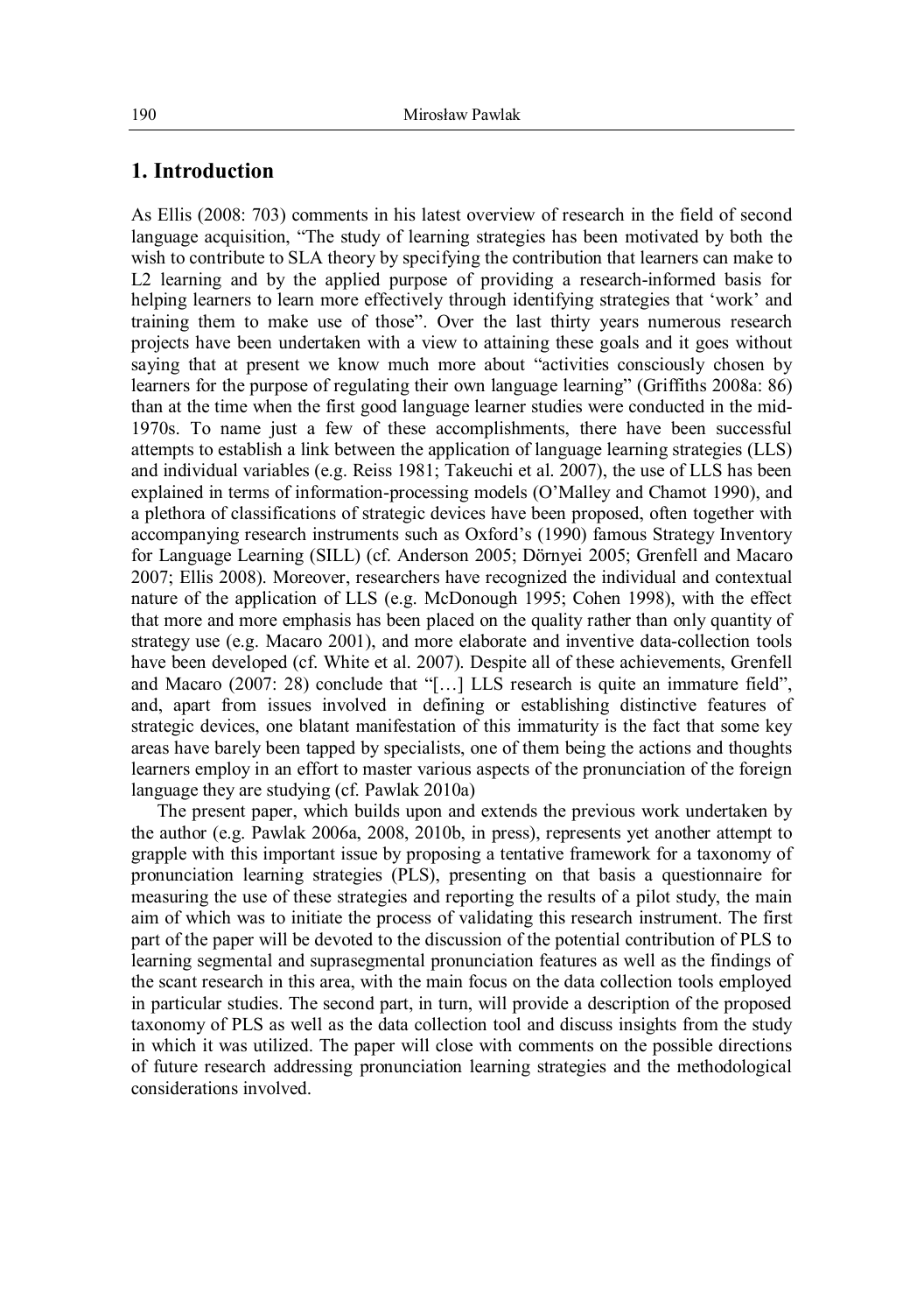## 1. Introduction

As Ellis (2008: 703) comments in his latest overview of research in the field of second language acquisition, "The study of learning strategies has been motivated by both the wish to contribute to SLA theory by specifying the contribution that learners can make to L2 learning and by the applied purpose of providing a research-informed basis for helping learners to learn more effectively through identifying strategies that 'work' and training them to make use of those". Over the last thirty years numerous research projects have been undertaken with a view to attaining these goals and it goes without saying that at present we know much more about "activities consciously chosen by learners for the purpose of regulating their own language learning" (Griffiths 2008a: 86) than at the time when the first good language learner studies were conducted in the mid-1970s. To name just a few of these accomplishments, there have been successful attempts to establish a link between the application of language learning strategies (LLS) and individual variables (e.g. Reiss 1981; Takeuchi et al. 2007), the use of LLS has been explained in terms of information-processing models (O'Malley and Chamot 1990), and a plethora of classifications of strategic devices have been proposed, often together with accompanying research instruments such as Oxford's (1990) famous Strategy Inventory for Language Learning (SILL) (cf. Anderson 2005; Dörnyei 2005; Grenfell and Macaro 2007; Ellis 2008). Moreover, researchers have recognized the individual and contextual nature of the application of LLS (e.g. McDonough 1995; Cohen 1998), with the effect that more and more emphasis has been placed on the quality rather than only quantity of strategy use (e.g. Macaro 2001), and more elaborate and inventive data-collection tools have been developed (cf. White et al. 2007). Despite all of these achievements, Grenfell and Macaro (2007: 28) conclude that "[…] LLS research is quite an immature field", and, apart from issues involved in defining or establishing distinctive features of strategic devices, one blatant manifestation of this immaturity is the fact that some key areas have barely been tapped by specialists, one of them being the actions and thoughts learners employ in an effort to master various aspects of the pronunciation of the foreign language they are studying (cf. Pawlak 2010a)

The present paper, which builds upon and extends the previous work undertaken by the author (e.g. Pawlak 2006a, 2008, 2010b, in press), represents yet another attempt to grapple with this important issue by proposing a tentative framework for a taxonomy of pronunciation learning strategies (PLS), presenting on that basis a questionnaire for measuring the use of these strategies and reporting the results of a pilot study, the main aim of which was to initiate the process of validating this research instrument. The first part of the paper will be devoted to the discussion of the potential contribution of PLS to learning segmental and suprasegmental pronunciation features as well as the findings of the scant research in this area, with the main focus on the data collection tools employed in particular studies. The second part, in turn, will provide a description of the proposed taxonomy of PLS as well as the data collection tool and discuss insights from the study in which it was utilized. The paper will close with comments on the possible directions of future research addressing pronunciation learning strategies and the methodological considerations involved.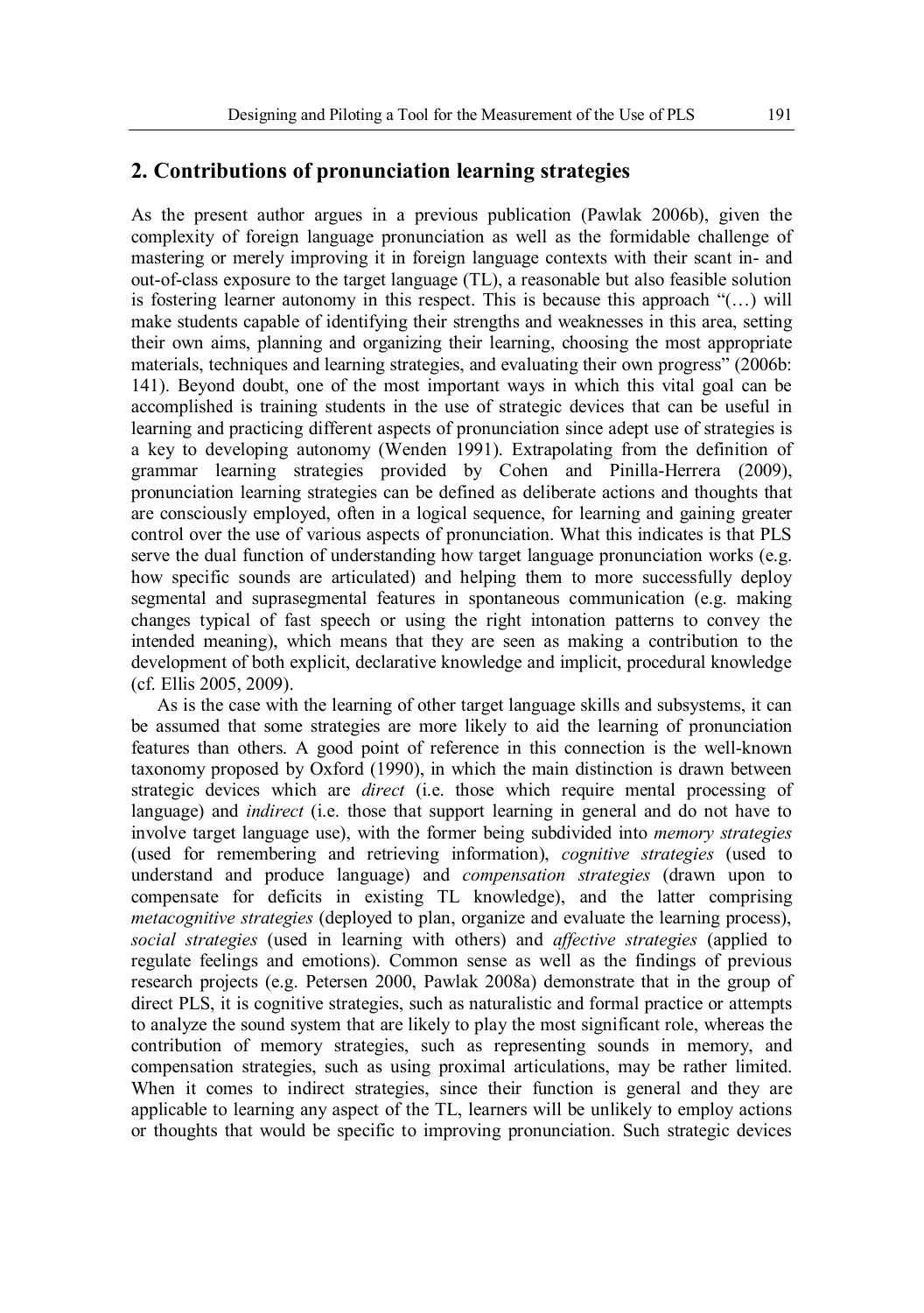## 2. Contributions of pronunciation learning strategies

As the present author argues in a previous publication (Pawlak 2006b), given the complexity of foreign language pronunciation as well as the formidable challenge of mastering or merely improving it in foreign language contexts with their scant in- and out-of-class exposure to the target language (TL), a reasonable but also feasible solution is fostering learner autonomy in this respect. This is because this approach "(…) will make students capable of identifying their strengths and weaknesses in this area, setting their own aims, planning and organizing their learning, choosing the most appropriate materials, techniques and learning strategies, and evaluating their own progress" (2006b: 141). Beyond doubt, one of the most important ways in which this vital goal can be accomplished is training students in the use of strategic devices that can be useful in learning and practicing different aspects of pronunciation since adept use of strategies is a key to developing autonomy (Wenden 1991). Extrapolating from the definition of grammar learning strategies provided by Cohen and Pinilla-Herrera (2009), pronunciation learning strategies can be defined as deliberate actions and thoughts that are consciously employed, often in a logical sequence, for learning and gaining greater control over the use of various aspects of pronunciation. What this indicates is that PLS serve the dual function of understanding how target language pronunciation works (e.g. how specific sounds are articulated) and helping them to more successfully deploy segmental and suprasegmental features in spontaneous communication (e.g. making changes typical of fast speech or using the right intonation patterns to convey the intended meaning), which means that they are seen as making a contribution to the development of both explicit, declarative knowledge and implicit, procedural knowledge (cf. Ellis 2005, 2009).

As is the case with the learning of other target language skills and subsystems, it can be assumed that some strategies are more likely to aid the learning of pronunciation features than others. A good point of reference in this connection is the well-known taxonomy proposed by Oxford (1990), in which the main distinction is drawn between strategic devices which are *direct* (i.e. those which require mental processing of language) and *indirect* (i.e. those that support learning in general and do not have to involve target language use), with the former being subdivided into *memory strategies* (used for remembering and retrieving information), *cognitive strategies* (used to understand and produce language) and *compensation strategies* (drawn upon to compensate for deficits in existing TL knowledge), and the latter comprising *metacognitive strategies* (deployed to plan, organize and evaluate the learning process), *social strategies* (used in learning with others) and *affective strategies* (applied to regulate feelings and emotions). Common sense as well as the findings of previous research projects (e.g. Petersen 2000, Pawlak 2008a) demonstrate that in the group of direct PLS, it is cognitive strategies, such as naturalistic and formal practice or attempts to analyze the sound system that are likely to play the most significant role, whereas the contribution of memory strategies, such as representing sounds in memory, and compensation strategies, such as using proximal articulations, may be rather limited. When it comes to indirect strategies, since their function is general and they are applicable to learning any aspect of the TL, learners will be unlikely to employ actions or thoughts that would be specific to improving pronunciation. Such strategic devices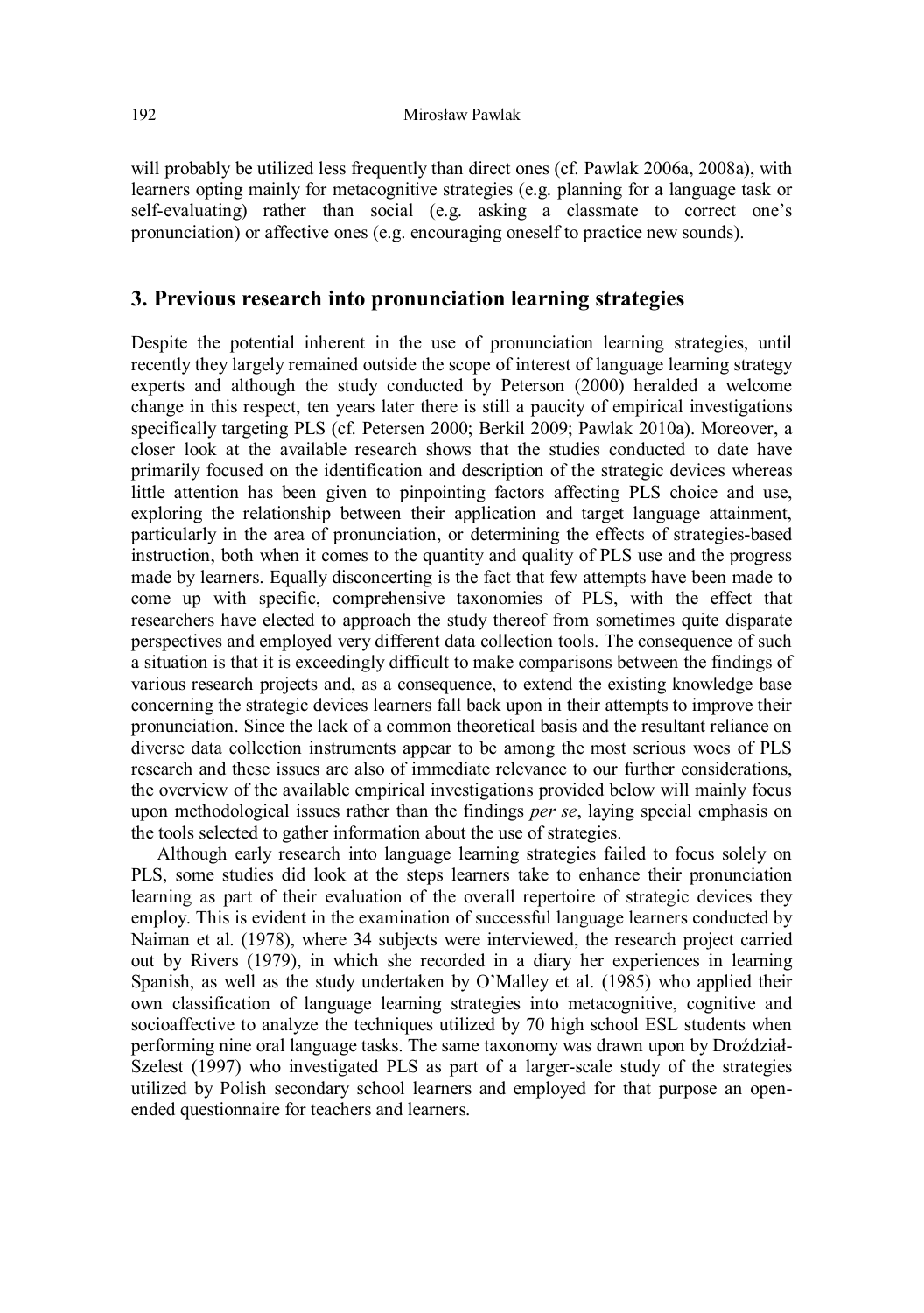will probably be utilized less frequently than direct ones (cf. Pawlak 2006a, 2008a), with learners opting mainly for metacognitive strategies (e.g. planning for a language task or self-evaluating) rather than social (e.g. asking a classmate to correct one's pronunciation) or affective ones (e.g. encouraging oneself to practice new sounds).

## 3. Previous research into pronunciation learning strategies

Despite the potential inherent in the use of pronunciation learning strategies, until recently they largely remained outside the scope of interest of language learning strategy experts and although the study conducted by Peterson (2000) heralded a welcome change in this respect, ten years later there is still a paucity of empirical investigations specifically targeting PLS (cf. Petersen 2000; Berkil 2009; Pawlak 2010a). Moreover, a closer look at the available research shows that the studies conducted to date have primarily focused on the identification and description of the strategic devices whereas little attention has been given to pinpointing factors affecting PLS choice and use, exploring the relationship between their application and target language attainment, particularly in the area of pronunciation, or determining the effects of strategies-based instruction, both when it comes to the quantity and quality of PLS use and the progress made by learners. Equally disconcerting is the fact that few attempts have been made to come up with specific, comprehensive taxonomies of PLS, with the effect that researchers have elected to approach the study thereof from sometimes quite disparate perspectives and employed very different data collection tools. The consequence of such a situation is that it is exceedingly difficult to make comparisons between the findings of various research projects and, as a consequence, to extend the existing knowledge base concerning the strategic devices learners fall back upon in their attempts to improve their pronunciation. Since the lack of a common theoretical basis and the resultant reliance on diverse data collection instruments appear to be among the most serious woes of PLS research and these issues are also of immediate relevance to our further considerations, the overview of the available empirical investigations provided below will mainly focus upon methodological issues rather than the findings *per se*, laying special emphasis on the tools selected to gather information about the use of strategies.

Although early research into language learning strategies failed to focus solely on PLS, some studies did look at the steps learners take to enhance their pronunciation learning as part of their evaluation of the overall repertoire of strategic devices they employ. This is evident in the examination of successful language learners conducted by Naiman et al. (1978), where 34 subjects were interviewed, the research project carried out by Rivers (1979), in which she recorded in a diary her experiences in learning Spanish, as well as the study undertaken by O'Malley et al. (1985) who applied their own classification of language learning strategies into metacognitive, cognitive and socioaffective to analyze the techniques utilized by 70 high school ESL students when performing nine oral language tasks. The same taxonomy was drawn upon by Droździał-Szelest (1997) who investigated PLS as part of a larger-scale study of the strategies utilized by Polish secondary school learners and employed for that purpose an open-ended questionnaire for teachers and learners.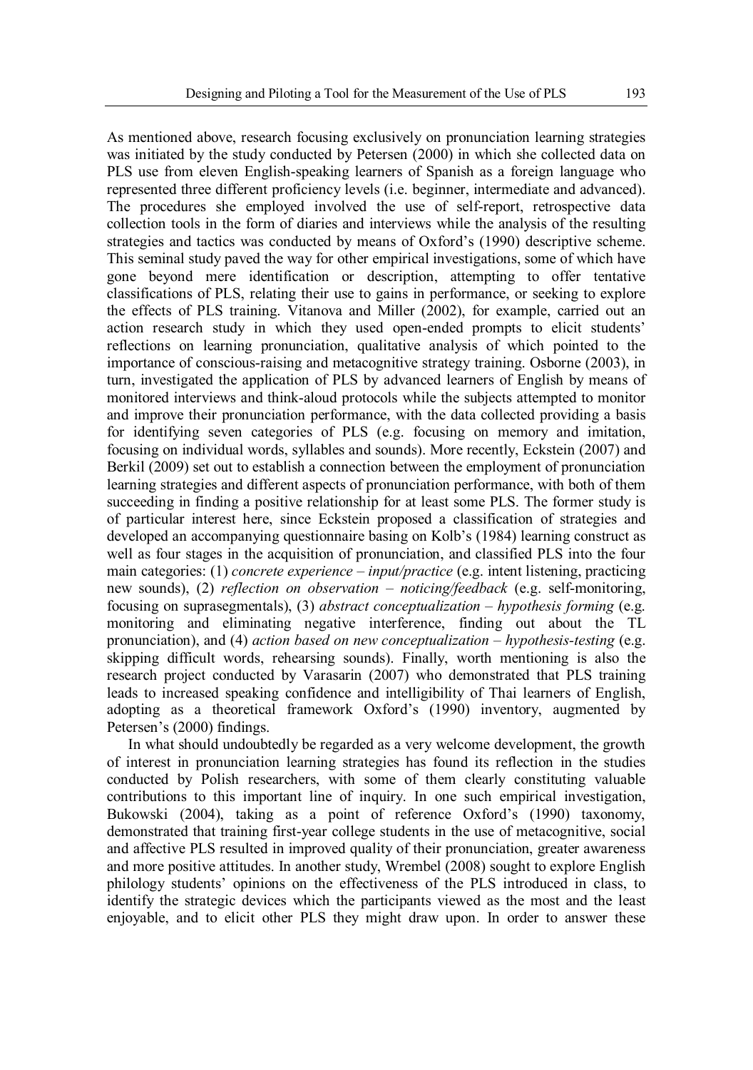As mentioned above, research focusing exclusively on pronunciation learning strategies was initiated by the study conducted by Petersen (2000) in which she collected data on PLS use from eleven English-speaking learners of Spanish as a foreign language who represented three different proficiency levels (i.e. beginner, intermediate and advanced). The procedures she employed involved the use of self-report, retrospective data collection tools in the form of diaries and interviews while the analysis of the resulting strategies and tactics was conducted by means of Oxford's (1990) descriptive scheme. This seminal study paved the way for other empirical investigations, some of which have gone beyond mere identification or description, attempting to offer tentative classifications of PLS, relating their use to gains in performance, or seeking to explore the effects of PLS training. Vitanova and Miller (2002), for example, carried out an action research study in which they used open-ended prompts to elicit students' reflections on learning pronunciation, qualitative analysis of which pointed to the importance of conscious-raising and metacognitive strategy training. Osborne (2003), in turn, investigated the application of PLS by advanced learners of English by means of monitored interviews and think-aloud protocols while the subjects attempted to monitor and improve their pronunciation performance, with the data collected providing a basis for identifying seven categories of PLS (e.g. focusing on memory and imitation, focusing on individual words, syllables and sounds). More recently, Eckstein (2007) and Berkil (2009) set out to establish a connection between the employment of pronunciation learning strategies and different aspects of pronunciation performance, with both of them succeeding in finding a positive relationship for at least some PLS. The former study is of particular interest here, since Eckstein proposed a classification of strategies and developed an accompanying questionnaire basing on Kolb's (1984) learning construct as well as four stages in the acquisition of pronunciation, and classified PLS into the four main categories: (1) *concrete experience – input/practice* (e.g. intent listening, practicing new sounds), (2) *reflection on observation – noticing/feedback* (e.g. self-monitoring, focusing on suprasegmentals), (3) *abstract conceptualization – hypothesis forming* (e.g. monitoring and eliminating negative interference, finding out about the TL pronunciation), and (4) *action based on new conceptualization – hypothesis-testing* (e.g. skipping difficult words, rehearsing sounds). Finally, worth mentioning is also the research project conducted by Varasarin (2007) who demonstrated that PLS training leads to increased speaking confidence and intelligibility of Thai learners of English, adopting as a theoretical framework Oxford's (1990) inventory, augmented by Petersen's (2000) findings.

In what should undoubtedly be regarded as a very welcome development, the growth of interest in pronunciation learning strategies has found its reflection in the studies conducted by Polish researchers, with some of them clearly constituting valuable contributions to this important line of inquiry. In one such empirical investigation, Bukowski (2004), taking as a point of reference Oxford's (1990) taxonomy, demonstrated that training first-year college students in the use of metacognitive, social and affective PLS resulted in improved quality of their pronunciation, greater awareness and more positive attitudes. In another study, Wrembel (2008) sought to explore English philology students' opinions on the effectiveness of the PLS introduced in class, to identify the strategic devices which the participants viewed as the most and the least enjoyable, and to elicit other PLS they might draw upon. In order to answer these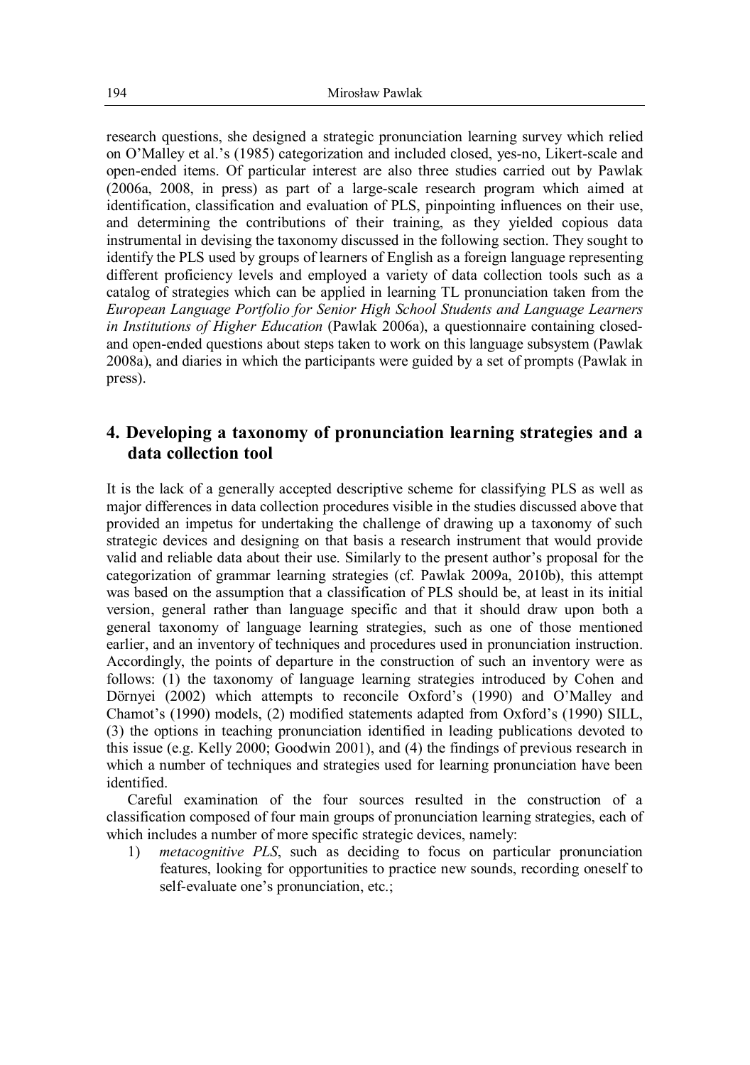research questions, she designed a strategic pronunciation learning survey which relied on O'Malley et al.'s (1985) categorization and included closed, yes-no, Likert-scale and open-ended items. Of particular interest are also three studies carried out by Pawlak (2006a, 2008, in press) as part of a large-scale research program which aimed at identification, classification and evaluation of PLS, pinpointing influences on their use, and determining the contributions of their training, as they yielded copious data instrumental in devising the taxonomy discussed in the following section. They sought to identify the PLS used by groups of learners of English as a foreign language representing different proficiency levels and employed a variety of data collection tools such as a catalog of strategies which can be applied in learning TL pronunciation taken from the *European Language Portfolio for Senior High School Students and Language Learners in Institutions of Higher Education* (Pawlak 2006a), a questionnaire containing closed- and open-ended questions about steps taken to work on this language subsystem (Pawlak 2008a), and diaries in which the participants were guided by a set of prompts (Pawlak in press).

## 4. Developing a taxonomy of pronunciation learning strategies and a data collection tool

It is the lack of a generally accepted descriptive scheme for classifying PLS as well as major differences in data collection procedures visible in the studies discussed above that provided an impetus for undertaking the challenge of drawing up a taxonomy of such strategic devices and designing on that basis a research instrument that would provide valid and reliable data about their use. Similarly to the present author's proposal for the categorization of grammar learning strategies (cf. Pawlak 2009a, 2010b), this attempt was based on the assumption that a classification of PLS should be, at least in its initial version, general rather than language specific and that it should draw upon both a general taxonomy of language learning strategies, such as one of those mentioned earlier, and an inventory of techniques and procedures used in pronunciation instruction. Accordingly, the points of departure in the construction of such an inventory were as follows: (1) the taxonomy of language learning strategies introduced by Cohen and Dörnyei (2002) which attempts to reconcile Oxford's (1990) and O'Malley and Chamot's (1990) models, (2) modified statements adapted from Oxford's (1990) SILL, (3) the options in teaching pronunciation identified in leading publications devoted to this issue (e.g. Kelly 2000; Goodwin 2001), and (4) the findings of previous research in which a number of techniques and strategies used for learning pronunciation have been identified.

Careful examination of the four sources resulted in the construction of a classification composed of four main groups of pronunciation learning strategies, each of which includes a number of more specific strategic devices, namely:

1) *metacognitive PLS*, such as deciding to focus on particular pronunciation features, looking for opportunities to practice new sounds, recording oneself to self-evaluate one's pronunciation, etc.;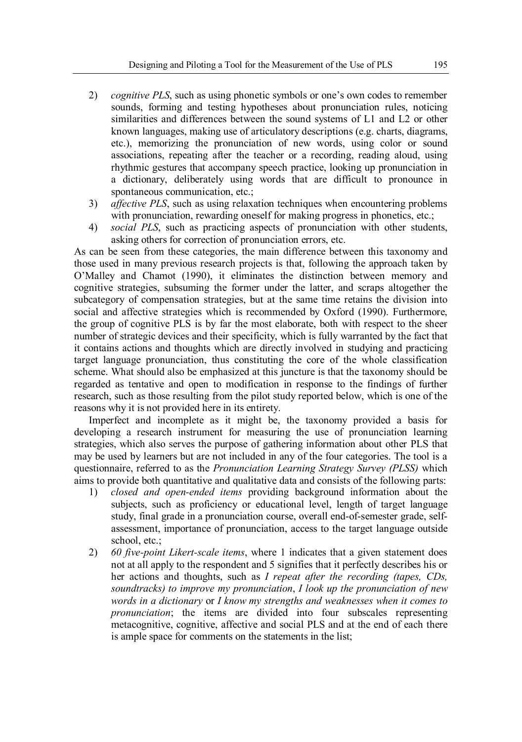2) *cognitive PLS*, such as using phonetic symbols or one's own codes to remember sounds, forming and testing hypotheses about pronunciation rules, noticing similarities and differences between the sound systems of L1 and L2 or other known languages, making use of articulatory descriptions (e.g. charts, diagrams, etc.), memorizing the pronunciation of new words, using color or sound associations, repeating after the teacher or a recording, reading aloud, using rhythmic gestures that accompany speech practice, looking up pronunciation in a dictionary, deliberately using words that are difficult to pronounce in spontaneous communication, etc.;
3) *affective PLS*, such as using relaxation techniques when encountering problems with pronunciation, rewarding oneself for making progress in phonetics, etc.;
4) *social PLS*, such as practicing aspects of pronunciation with other students, asking others for correction of pronunciation errors, etc.

As can be seen from these categories, the main difference between this taxonomy and those used in many previous research projects is that, following the approach taken by O'Malley and Chamot (1990), it eliminates the distinction between memory and cognitive strategies, subsuming the former under the latter, and scraps altogether the subcategory of compensation strategies, but at the same time retains the division into social and affective strategies which is recommended by Oxford (1990). Furthermore, the group of cognitive PLS is by far the most elaborate, both with respect to the sheer number of strategic devices and their specificity, which is fully warranted by the fact that it contains actions and thoughts which are directly involved in studying and practicing target language pronunciation, thus constituting the core of the whole classification scheme. What should also be emphasized at this juncture is that the taxonomy should be regarded as tentative and open to modification in response to the findings of further research, such as those resulting from the pilot study reported below, which is one of the reasons why it is not provided here in its entirety.

Imperfect and incomplete as it might be, the taxonomy provided a basis for developing a research instrument for measuring the use of pronunciation learning strategies, which also serves the purpose of gathering information about other PLS that may be used by learners but are not included in any of the four categories. The tool is a questionnaire, referred to as the *Pronunciation Learning Strategy Survey (PLSS)* which aims to provide both quantitative and qualitative data and consists of the following parts:

1) *closed and open-ended items* providing background information about the subjects, such as proficiency or educational level, length of target language study, final grade in a pronunciation course, overall end-of-semester grade, self-assessment, importance of pronunciation, access to the target language outside school, etc.;
2) *60 five-point Likert-scale items*, where 1 indicates that a given statement does not at all apply to the respondent and 5 signifies that it perfectly describes his or her actions and thoughts, such as *I repeat after the recording (tapes, CDs, soundtracks) to improve my pronunciation*, *I look up the pronunciation of new words in a dictionary* or *I know my strengths and weaknesses when it comes to pronunciation*; the items are divided into four subscales representing metacognitive, cognitive, affective and social PLS and at the end of each there is ample space for comments on the statements in the list;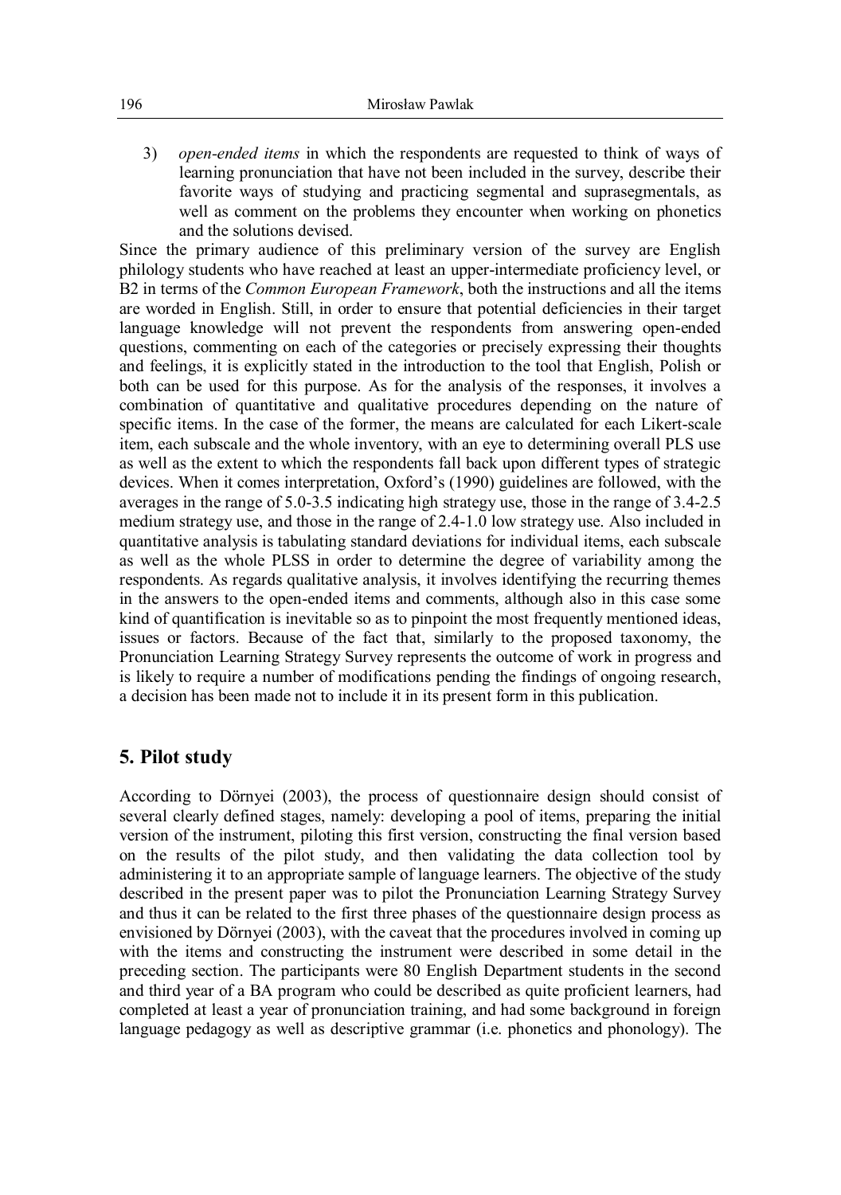3) *open-ended items* in which the respondents are requested to think of ways of learning pronunciation that have not been included in the survey, describe their favorite ways of studying and practicing segmental and suprasegmentals, as well as comment on the problems they encounter when working on phonetics and the solutions devised.

Since the primary audience of this preliminary version of the survey are English philology students who have reached at least an upper-intermediate proficiency level, or B2 in terms of the *Common European Framework*, both the instructions and all the items are worded in English. Still, in order to ensure that potential deficiencies in their target language knowledge will not prevent the respondents from answering open-ended questions, commenting on each of the categories or precisely expressing their thoughts and feelings, it is explicitly stated in the introduction to the tool that English, Polish or both can be used for this purpose. As for the analysis of the responses, it involves a combination of quantitative and qualitative procedures depending on the nature of specific items. In the case of the former, the means are calculated for each Likert-scale item, each subscale and the whole inventory, with an eye to determining overall PLS use as well as the extent to which the respondents fall back upon different types of strategic devices. When it comes interpretation, Oxford's (1990) guidelines are followed, with the averages in the range of 5.0-3.5 indicating high strategy use, those in the range of 3.4-2.5 medium strategy use, and those in the range of 2.4-1.0 low strategy use. Also included in quantitative analysis is tabulating standard deviations for individual items, each subscale as well as the whole PLSS in order to determine the degree of variability among the respondents. As regards qualitative analysis, it involves identifying the recurring themes in the answers to the open-ended items and comments, although also in this case some kind of quantification is inevitable so as to pinpoint the most frequently mentioned ideas, issues or factors. Because of the fact that, similarly to the proposed taxonomy, the Pronunciation Learning Strategy Survey represents the outcome of work in progress and is likely to require a number of modifications pending the findings of ongoing research, a decision has been made not to include it in its present form in this publication.

## 5. Pilot study

According to Dörnyei (2003), the process of questionnaire design should consist of several clearly defined stages, namely: developing a pool of items, preparing the initial version of the instrument, piloting this first version, constructing the final version based on the results of the pilot study, and then validating the data collection tool by administering it to an appropriate sample of language learners. The objective of the study described in the present paper was to pilot the Pronunciation Learning Strategy Survey and thus it can be related to the first three phases of the questionnaire design process as envisioned by Dörnyei (2003), with the caveat that the procedures involved in coming up with the items and constructing the instrument were described in some detail in the preceding section. The participants were 80 English Department students in the second and third year of a BA program who could be described as quite proficient learners, had completed at least a year of pronunciation training, and had some background in foreign language pedagogy as well as descriptive grammar (i.e. phonetics and phonology). The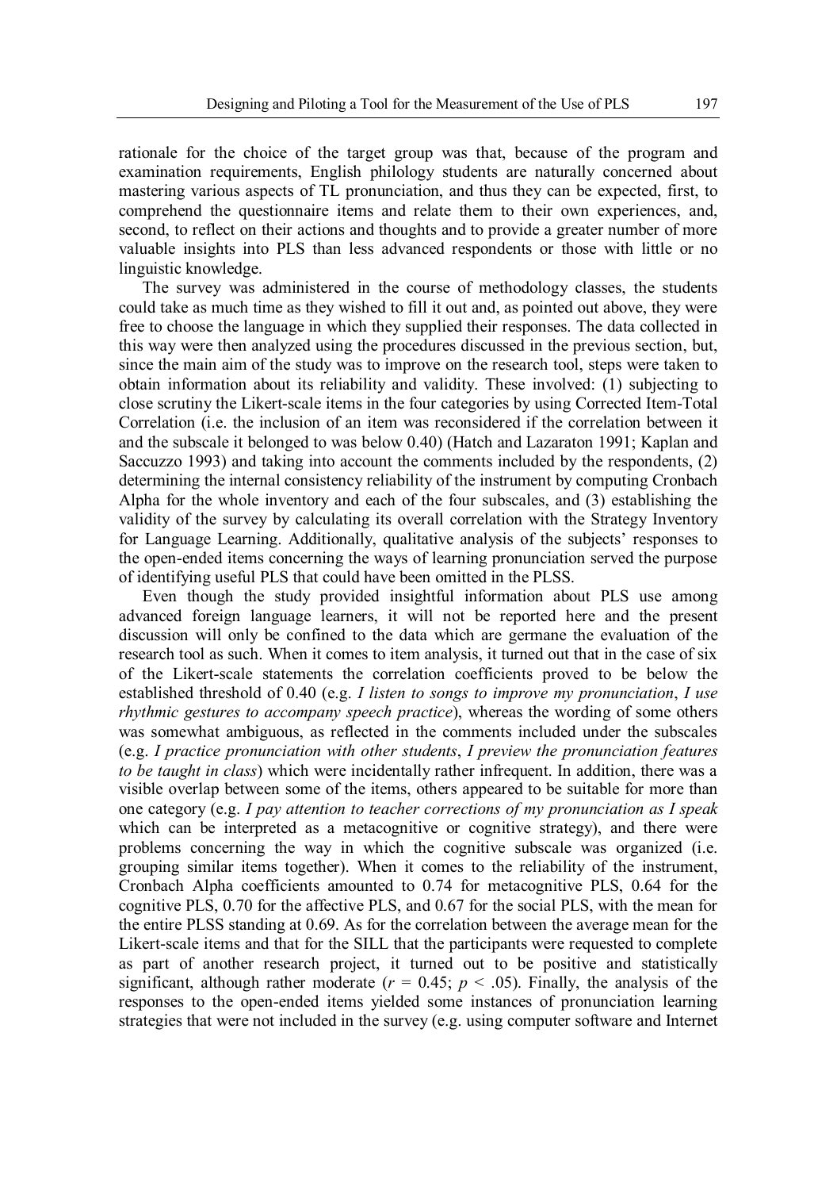rationale for the choice of the target group was that, because of the program and examination requirements, English philology students are naturally concerned about mastering various aspects of TL pronunciation, and thus they can be expected, first, to comprehend the questionnaire items and relate them to their own experiences, and, second, to reflect on their actions and thoughts and to provide a greater number of more valuable insights into PLS than less advanced respondents or those with little or no linguistic knowledge.

The survey was administered in the course of methodology classes, the students could take as much time as they wished to fill it out and, as pointed out above, they were free to choose the language in which they supplied their responses. The data collected in this way were then analyzed using the procedures discussed in the previous section, but, since the main aim of the study was to improve on the research tool, steps were taken to obtain information about its reliability and validity. These involved: (1) subjecting to close scrutiny the Likert-scale items in the four categories by using Corrected Item-Total Correlation (i.e. the inclusion of an item was reconsidered if the correlation between it and the subscale it belonged to was below 0.40) (Hatch and Lazaraton 1991; Kaplan and Saccuzzo 1993) and taking into account the comments included by the respondents, (2) determining the internal consistency reliability of the instrument by computing Cronbach Alpha for the whole inventory and each of the four subscales, and (3) establishing the validity of the survey by calculating its overall correlation with the Strategy Inventory for Language Learning. Additionally, qualitative analysis of the subjects' responses to the open-ended items concerning the ways of learning pronunciation served the purpose of identifying useful PLS that could have been omitted in the PLSS.

Even though the study provided insightful information about PLS use among advanced foreign language learners, it will not be reported here and the present discussion will only be confined to the data which are germane the evaluation of the research tool as such. When it comes to item analysis, it turned out that in the case of six of the Likert-scale statements the correlation coefficients proved to be below the established threshold of 0.40 (e.g. *I listen to songs to improve my pronunciation*, *I use rhythmic gestures to accompany speech practice*), whereas the wording of some others was somewhat ambiguous, as reflected in the comments included under the subscales (e.g. *I practice pronunciation with other students*, *I preview the pronunciation features to be taught in class*) which were incidentally rather infrequent. In addition, there was a visible overlap between some of the items, others appeared to be suitable for more than one category (e.g. *I pay attention to teacher corrections of my pronunciation as I speak* which can be interpreted as a metacognitive or cognitive strategy), and there were problems concerning the way in which the cognitive subscale was organized (i.e. grouping similar items together). When it comes to the reliability of the instrument, Cronbach Alpha coefficients amounted to 0.74 for metacognitive PLS, 0.64 for the cognitive PLS, 0.70 for the affective PLS, and 0.67 for the social PLS, with the mean for the entire PLSS standing at 0.69. As for the correlation between the average mean for the Likert-scale items and that for the SILL that the participants were requested to complete as part of another research project, it turned out to be positive and statistically significant, although rather moderate ($r = 0.45$; $p < .05$). Finally, the analysis of the responses to the open-ended items yielded some instances of pronunciation learning strategies that were not included in the survey (e.g. using computer software and Internet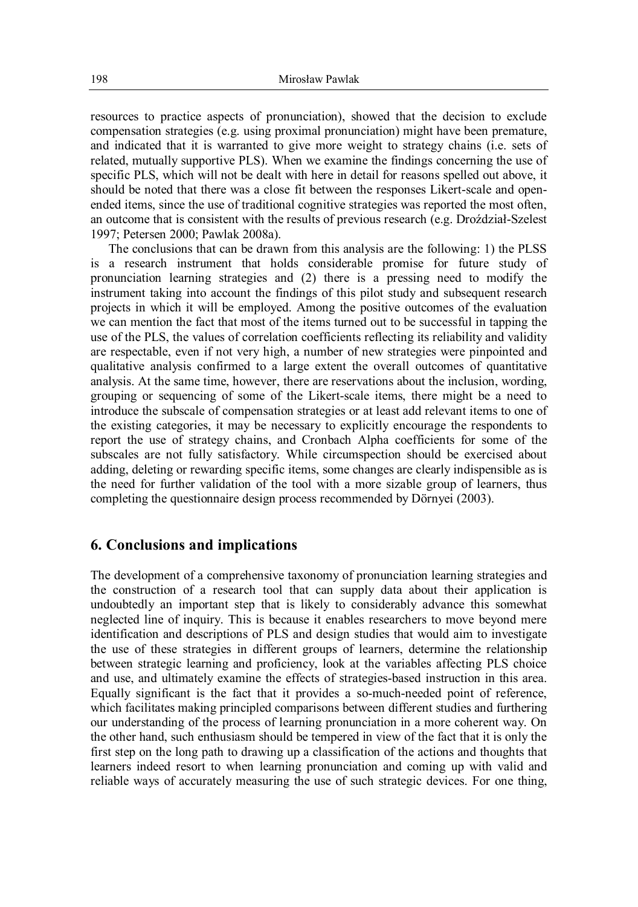resources to practice aspects of pronunciation), showed that the decision to exclude compensation strategies (e.g. using proximal pronunciation) might have been premature, and indicated that it is warranted to give more weight to strategy chains (i.e. sets of related, mutually supportive PLS). When we examine the findings concerning the use of specific PLS, which will not be dealt with here in detail for reasons spelled out above, it should be noted that there was a close fit between the responses Likert-scale and open-ended items, since the use of traditional cognitive strategies was reported the most often, an outcome that is consistent with the results of previous research (e.g. Droździał-Szelest 1997; Petersen 2000; Pawlak 2008a).

The conclusions that can be drawn from this analysis are the following: 1) the PLSS is a research instrument that holds considerable promise for future study of pronunciation learning strategies and (2) there is a pressing need to modify the instrument taking into account the findings of this pilot study and subsequent research projects in which it will be employed. Among the positive outcomes of the evaluation we can mention the fact that most of the items turned out to be successful in tapping the use of the PLS, the values of correlation coefficients reflecting its reliability and validity are respectable, even if not very high, a number of new strategies were pinpointed and qualitative analysis confirmed to a large extent the overall outcomes of quantitative analysis. At the same time, however, there are reservations about the inclusion, wording, grouping or sequencing of some of the Likert-scale items, there might be a need to introduce the subscale of compensation strategies or at least add relevant items to one of the existing categories, it may be necessary to explicitly encourage the respondents to report the use of strategy chains, and Cronbach Alpha coefficients for some of the subscales are not fully satisfactory. While circumspection should be exercised about adding, deleting or rewarding specific items, some changes are clearly indispensible as is the need for further validation of the tool with a more sizable group of learners, thus completing the questionnaire design process recommended by Dörnyei (2003).

## 6. Conclusions and implications

The development of a comprehensive taxonomy of pronunciation learning strategies and the construction of a research tool that can supply data about their application is undoubtedly an important step that is likely to considerably advance this somewhat neglected line of inquiry. This is because it enables researchers to move beyond mere identification and descriptions of PLS and design studies that would aim to investigate the use of these strategies in different groups of learners, determine the relationship between strategic learning and proficiency, look at the variables affecting PLS choice and use, and ultimately examine the effects of strategies-based instruction in this area. Equally significant is the fact that it provides a so-much-needed point of reference, which facilitates making principled comparisons between different studies and furthering our understanding of the process of learning pronunciation in a more coherent way. On the other hand, such enthusiasm should be tempered in view of the fact that it is only the first step on the long path to drawing up a classification of the actions and thoughts that learners indeed resort to when learning pronunciation and coming up with valid and reliable ways of accurately measuring the use of such strategic devices. For one thing,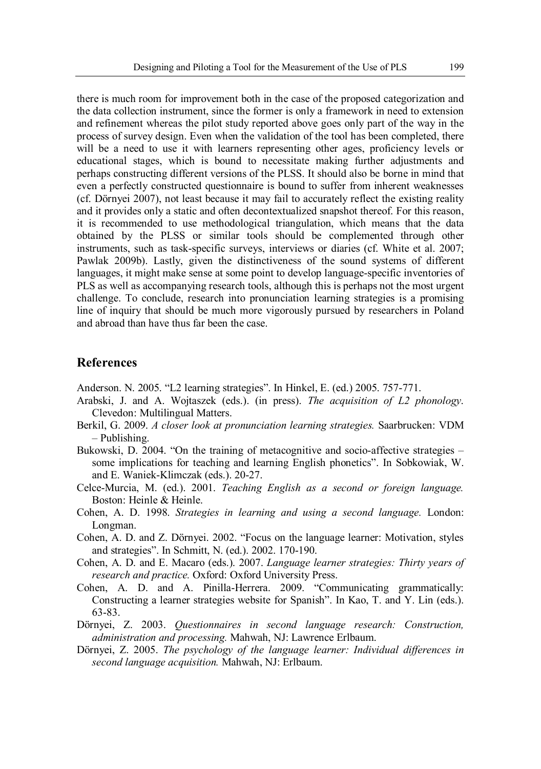there is much room for improvement both in the case of the proposed categorization and the data collection instrument, since the former is only a framework in need to extension and refinement whereas the pilot study reported above goes only part of the way in the process of survey design. Even when the validation of the tool has been completed, there will be a need to use it with learners representing other ages, proficiency levels or educational stages, which is bound to necessitate making further adjustments and perhaps constructing different versions of the PLSS. It should also be borne in mind that even a perfectly constructed questionnaire is bound to suffer from inherent weaknesses (cf. Dörnyei 2007), not least because it may fail to accurately reflect the existing reality and it provides only a static and often decontextualized snapshot thereof. For this reason, it is recommended to use methodological triangulation, which means that the data obtained by the PLSS or similar tools should be complemented through other instruments, such as task-specific surveys, interviews or diaries (cf. White et al. 2007; Pawlak 2009b). Lastly, given the distinctiveness of the sound systems of different languages, it might make sense at some point to develop language-specific inventories of PLS as well as accompanying research tools, although this is perhaps not the most urgent challenge. To conclude, research into pronunciation learning strategies is a promising line of inquiry that should be much more vigorously pursued by researchers in Poland and abroad than have thus far been the case.

## References

Anderson. N. 2005. "L2 learning strategies". In Hinkel, E. (ed.) 2005. 757-771.

Arabski, J. and A. Wojtaszek (eds.). (in press). *The acquisition of L2 phonology*. Clevedon: Multilingual Matters.

Berkil, G. 2009. *A closer look at pronunciation learning strategies.* Saarbrucken: VDM – Publishing.

Bukowski, D. 2004. "On the training of metacognitive and socio-affective strategies – some implications for teaching and learning English phonetics". In Sobkowiak, W. and E. Waniek-Klimczak (eds.). 20-27.

Celce-Murcia, M. (ed.). 2001. *Teaching English as a second or foreign language.* Boston: Heinle & Heinle.

Cohen, A. D. 1998. *Strategies in learning and using a second language.* London: Longman.

Cohen, A. D. and Z. Dörnyei. 2002. "Focus on the language learner: Motivation, styles and strategies". In Schmitt, N. (ed.). 2002. 170-190.

Cohen, A. D. and E. Macaro (eds.). 2007. *Language learner strategies: Thirty years of research and practice.* Oxford: Oxford University Press.

Cohen, A. D. and A. Pinilla-Herrera. 2009. "Communicating grammatically: Constructing a learner strategies website for Spanish". In Kao, T. and Y. Lin (eds.). 63-83.

Dörnyei, Z. 2003. *Questionnaires in second language research: Construction, administration and processing.* Mahwah, NJ: Lawrence Erlbaum.

Dörnyei, Z. 2005. *The psychology of the language learner: Individual differences in second language acquisition.* Mahwah, NJ: Erlbaum.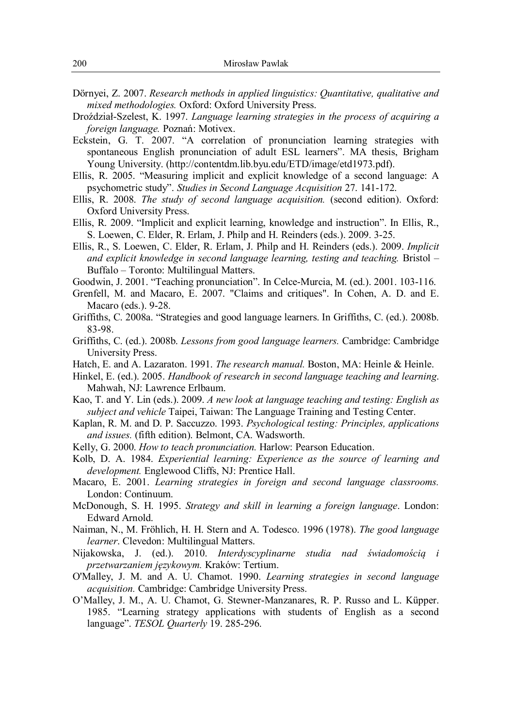Dörnyei, Z. 2007. *Research methods in applied linguistics: Quantitative, qualitative and mixed methodologies.* Oxford: Oxford University Press.

Droździał-Szelest, K. 1997. *Language learning strategies in the process of acquiring a foreign language.* Poznań: Motivex.

Eckstein, G. T. 2007. "A correlation of pronunciation learning strategies with spontaneous English pronunciation of adult ESL learners". MA thesis, Brigham Young University. (http://contentdm.lib.byu.edu/ETD/image/etd1973.pdf).

Ellis, R. 2005. "Measuring implicit and explicit knowledge of a second language: A psychometric study". *Studies in Second Language Acquisition* 27. 141-172.

Ellis, R. 2008. *The study of second language acquisition.* (second edition). Oxford: Oxford University Press.

Ellis, R. 2009. "Implicit and explicit learning, knowledge and instruction". In Ellis, R., S. Loewen, C. Elder, R. Erlam, J. Philp and H. Reinders (eds.). 2009. 3-25.

Ellis, R., S. Loewen, C. Elder, R. Erlam, J. Philp and H. Reinders (eds.). 2009. *Implicit and explicit knowledge in second language learning, testing and teaching.* Bristol – Buffalo – Toronto: Multilingual Matters.

Goodwin, J. 2001. "Teaching pronunciation". In Celce-Murcia, M. (ed.). 2001. 103-116.

Grenfell, M. and Macaro, E. 2007. "Claims and critiques". In Cohen, A. D. and E. Macaro (eds.). 9-28.

Griffiths, C. 2008a. "Strategies and good language learners. In Griffiths, C. (ed.). 2008b. 83-98.

Griffiths, C. (ed.). 2008b. *Lessons from good language learners.* Cambridge: Cambridge University Press.

Hatch, E. and A. Lazaraton. 1991. *The research manual.* Boston, MA: Heinle & Heinle.

Hinkel, E. (ed.). 2005. *Handbook of research in second language teaching and learning*. Mahwah, NJ: Lawrence Erlbaum.

Kao, T. and Y. Lin (eds.). 2009. *A new look at language teaching and testing: English as subject and vehicle* Taipei, Taiwan: The Language Training and Testing Center.

Kaplan, R. M. and D. P. Saccuzzo. 1993. *Psychological testing: Principles, applications and issues.* (fifth edition). Belmont, CA. Wadsworth.

Kelly, G. 2000. *How to teach pronunciation.* Harlow: Pearson Education.

Kolb, D. A. 1984. *Experiential learning: Experience as the source of learning and development.* Englewood Cliffs, NJ: Prentice Hall.

Macaro, E. 2001. *Learning strategies in foreign and second language classrooms.* London: Continuum.

McDonough, S. H. 1995. *Strategy and skill in learning a foreign language*. London: Edward Arnold.

Naiman, N., M. Fröhlich, H. H. Stern and A. Todesco. 1996 (1978). *The good language learner*. Clevedon: Multilingual Matters.

Nijakowska, J. (ed.). 2010. *Interdyscyplinarne studia nad świadomością i przetwarzaniem językowym.* Kraków: Tertium.

O'Malley, J. M. and A. U. Chamot. 1990. *Learning strategies in second language acquisition.* Cambridge: Cambridge University Press.

O'Malley, J. M., A. U. Chamot, G. Stewner-Manzanares, R. P. Russo and L. Küpper. 1985. "Learning strategy applications with students of English as a second language". *TESOL Quarterly* 19. 285-296.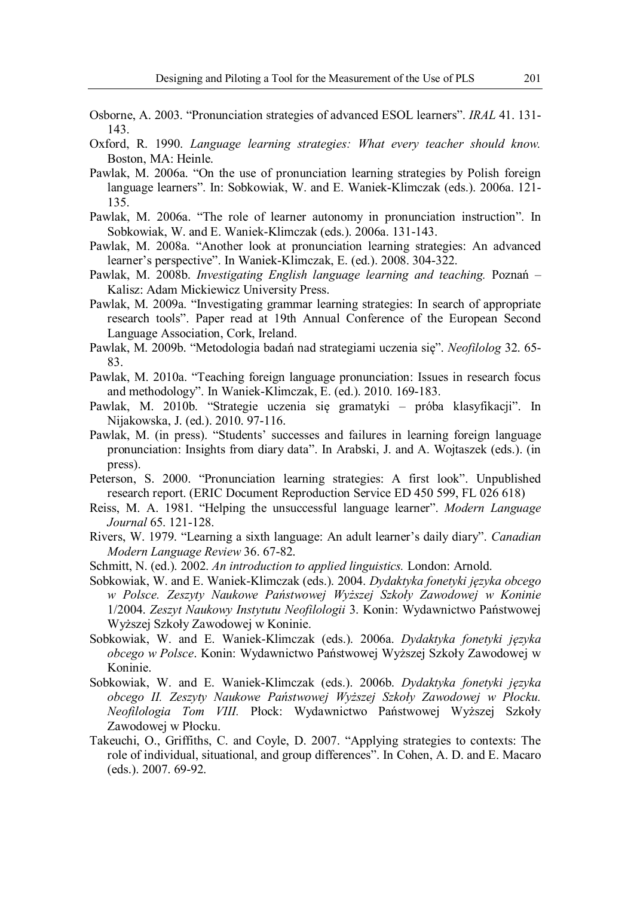Osborne, A. 2003. "Pronunciation strategies of advanced ESOL learners". *IRAL* 41. 131-143.

Oxford, R. 1990. *Language learning strategies: What every teacher should know.* Boston, MA: Heinle.

Pawlak, M. 2006a. "On the use of pronunciation learning strategies by Polish foreign language learners". In: Sobkowiak, W. and E. Waniek-Klimczak (eds.). 2006a. 121-135.

Pawlak, M. 2006a. "The role of learner autonomy in pronunciation instruction". In Sobkowiak, W. and E. Waniek-Klimczak (eds.). 2006a. 131-143.

Pawlak, M. 2008a. "Another look at pronunciation learning strategies: An advanced learner's perspective". In Waniek-Klimczak, E. (ed.). 2008. 304-322.

Pawlak, M. 2008b. *Investigating English language learning and teaching.* Poznań – Kalisz: Adam Mickiewicz University Press.

Pawlak, M. 2009a. "Investigating grammar learning strategies: In search of appropriate research tools". Paper read at 19th Annual Conference of the European Second Language Association, Cork, Ireland.

Pawlak, M. 2009b. "Metodologia badań nad strategiami uczenia się". *Neofilolog* 32. 65-83.

Pawlak, M. 2010a. "Teaching foreign language pronunciation: Issues in research focus and methodology". In Waniek-Klimczak, E. (ed.). 2010. 169-183.

Pawlak, M. 2010b. "Strategie uczenia się gramatyki – próba klasyfikacji". In Nijakowska, J. (ed.). 2010. 97-116.

Pawlak, M. (in press). "Students' successes and failures in learning foreign language pronunciation: Insights from diary data". In Arabski, J. and A. Wojtaszek (eds.). (in press).

Peterson, S. 2000. "Pronunciation learning strategies: A first look". Unpublished research report. (ERIC Document Reproduction Service ED 450 599, FL 026 618)

Reiss, M. A. 1981. "Helping the unsuccessful language learner". *Modern Language Journal* 65. 121-128.

Rivers, W. 1979. "Learning a sixth language: An adult learner's daily diary". *Canadian Modern Language Review* 36. 67-82.

Schmitt, N. (ed.). 2002. *An introduction to applied linguistics.* London: Arnold.

Sobkowiak, W. and E. Waniek-Klimczak (eds.). 2004. *Dydaktyka fonetyki języka obcego w Polsce. Zeszyty Naukowe Państwowej Wyższej Szkoły Zawodowej w Koninie* 1/2004. *Zeszyt Naukowy Instytutu Neofilologii* 3. Konin: Wydawnictwo Państwowej Wyższej Szkoły Zawodowej w Koninie.

Sobkowiak, W. and E. Waniek-Klimczak (eds.). 2006a. *Dydaktyka fonetyki języka obcego w Polsce*. Konin: Wydawnictwo Państwowej Wyższej Szkoły Zawodowej w Koninie.

Sobkowiak, W. and E. Waniek-Klimczak (eds.). 2006b. *Dydaktyka fonetyki języka obcego II. Zeszyty Naukowe Państwowej Wyższej Szkoły Zawodowej w Płocku. Neofilologia Tom VIII.* Płock: Wydawnictwo Państwowej Wyższej Szkoły Zawodowej w Płocku.

Takeuchi, O., Griffiths, C. and Coyle, D. 2007. "Applying strategies to contexts: The role of individual, situational, and group differences". In Cohen, A. D. and E. Macaro (eds.). 2007. 69-92.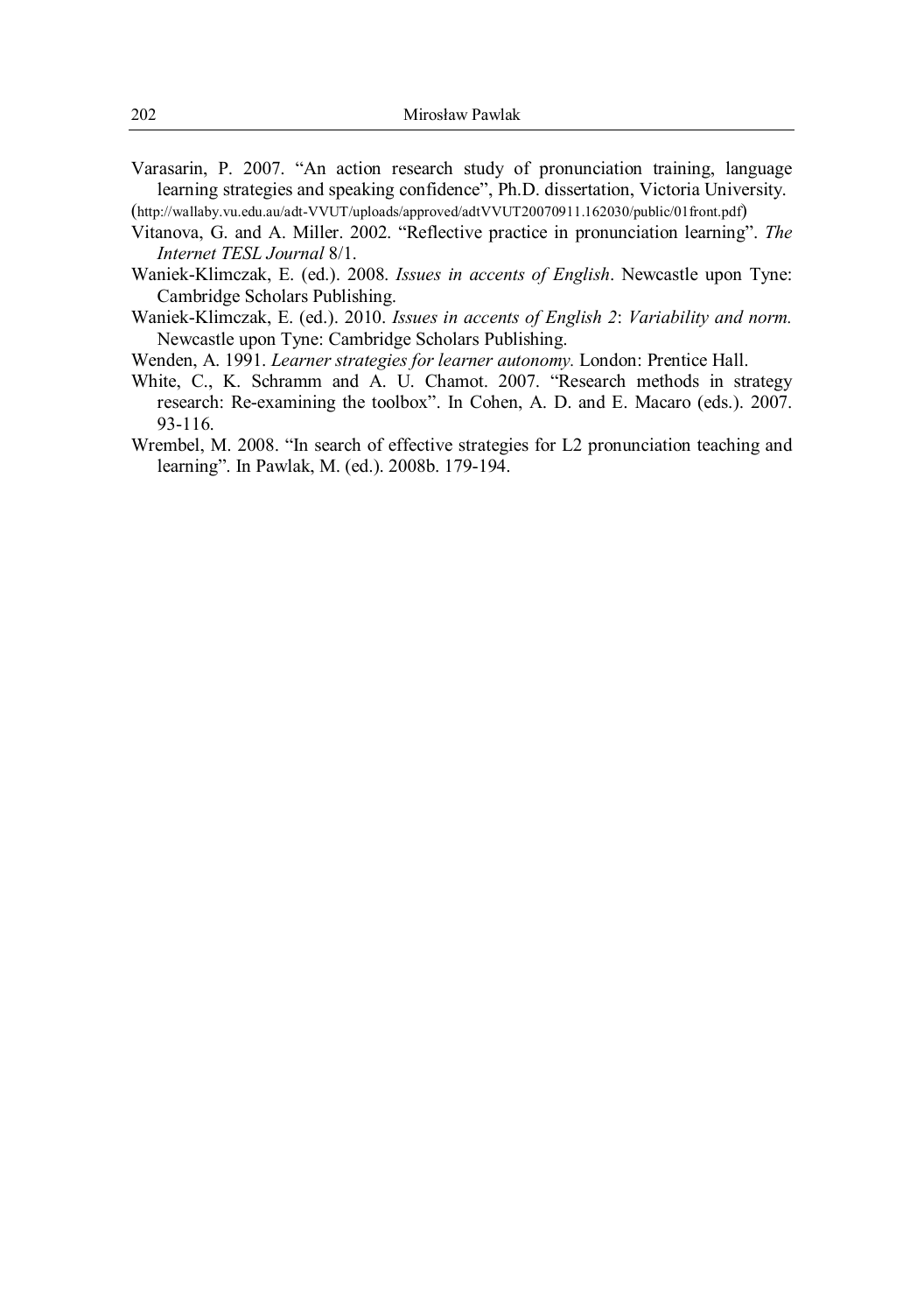Varasarin, P. 2007. "An action research study of pronunciation training, language learning strategies and speaking confidence", Ph.D. dissertation, Victoria University. (http://wallaby.vu.edu.au/adt-VVUT/uploads/approved/adtVVUT20070911.162030/public/01front.pdf)

Vitanova, G. and A. Miller. 2002. "Reflective practice in pronunciation learning". *The Internet TESL Journal* 8/1.

Waniek-Klimczak, E. (ed.). 2008. *Issues in accents of English*. Newcastle upon Tyne: Cambridge Scholars Publishing.

Waniek-Klimczak, E. (ed.). 2010. *Issues in accents of English 2*: *Variability and norm.* Newcastle upon Tyne: Cambridge Scholars Publishing.

Wenden, A. 1991. *Learner strategies for learner autonomy.* London: Prentice Hall.

White, C., K. Schramm and A. U. Chamot. 2007. "Research methods in strategy research: Re-examining the toolbox". In Cohen, A. D. and E. Macaro (eds.). 2007. 93-116.

Wrembel, M. 2008. "In search of effective strategies for L2 pronunciation teaching and learning". In Pawlak, M. (ed.). 2008b. 179-194.